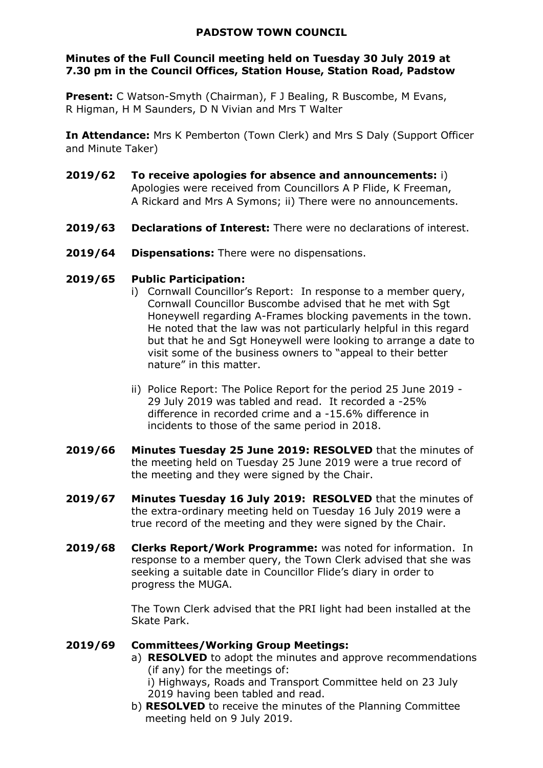# PADSTOW TOWN COUNCIL

## Minutes of the Full Council meeting held on Tuesday 30 July 2019 at 7.30 pm in the Council Offices, Station House, Station Road, Padstow

**Present:** C Watson-Smyth (Chairman), F J Bealing, R Buscombe, M Evans, R Higman, H M Saunders, D N Vivian and Mrs T Walter

**In Attendance:** Mrs K Pemberton (Town Clerk) and Mrs S Daly (Support Officer and Minute Taker)

**2019/62 To receive apologies for absence and announcements:** i) Apologies were received from Councillors A P Flide, K Freeman, A Rickard and Mrs A Symons; ii) There were no announcements.

**2019/63 Declarations of Interest:** There were no declarations of interest.

**2019/64 Dispensations:** There were no dispensations.

**2019/65 Public Participation:**

i) Cornwall Councillor's Report: In response to a member query, Cornwall Councillor Buscombe advised that he met with Sgt Honeywell regarding A-Frames blocking pavements in the town. He noted that the law was not particularly helpful in this regard but that he and Sgt Honeywell were looking to arrange a date to visit some of the business owners to "appeal to their better nature" in this matter.

ii) Police Report: The Police Report for the period 25 June 2019 - 29 July 2019 was tabled and read. It recorded a -25% difference in recorded crime and a -15.6% difference in incidents to those of the same period in 2018.

**2019/66 Minutes Tuesday 25 June 2019: RESOLVED** that the minutes of the meeting held on Tuesday 25 June 2019 were a true record of the meeting and they were signed by the Chair.

**2019/67 Minutes Tuesday 16 July 2019: RESOLVED** that the minutes of the extra-ordinary meeting held on Tuesday 16 July 2019 were a true record of the meeting and they were signed by the Chair.

**2019/68 Clerks Report/Work Programme:** was noted for information. In response to a member query, the Town Clerk advised that she was seeking a suitable date in Councillor Flide's diary in order to progress the MUGA.

The Town Clerk advised that the PRI light had been installed at the Skate Park.

**2019/69 Committees/Working Group Meetings:**

a) **RESOLVED** to adopt the minutes and approve recommendations (if any) for the meetings of:
   i) Highways, Roads and Transport Committee held on 23 July 2019 having been tabled and read.

b) **RESOLVED** to receive the minutes of the Planning Committee meeting held on 9 July 2019.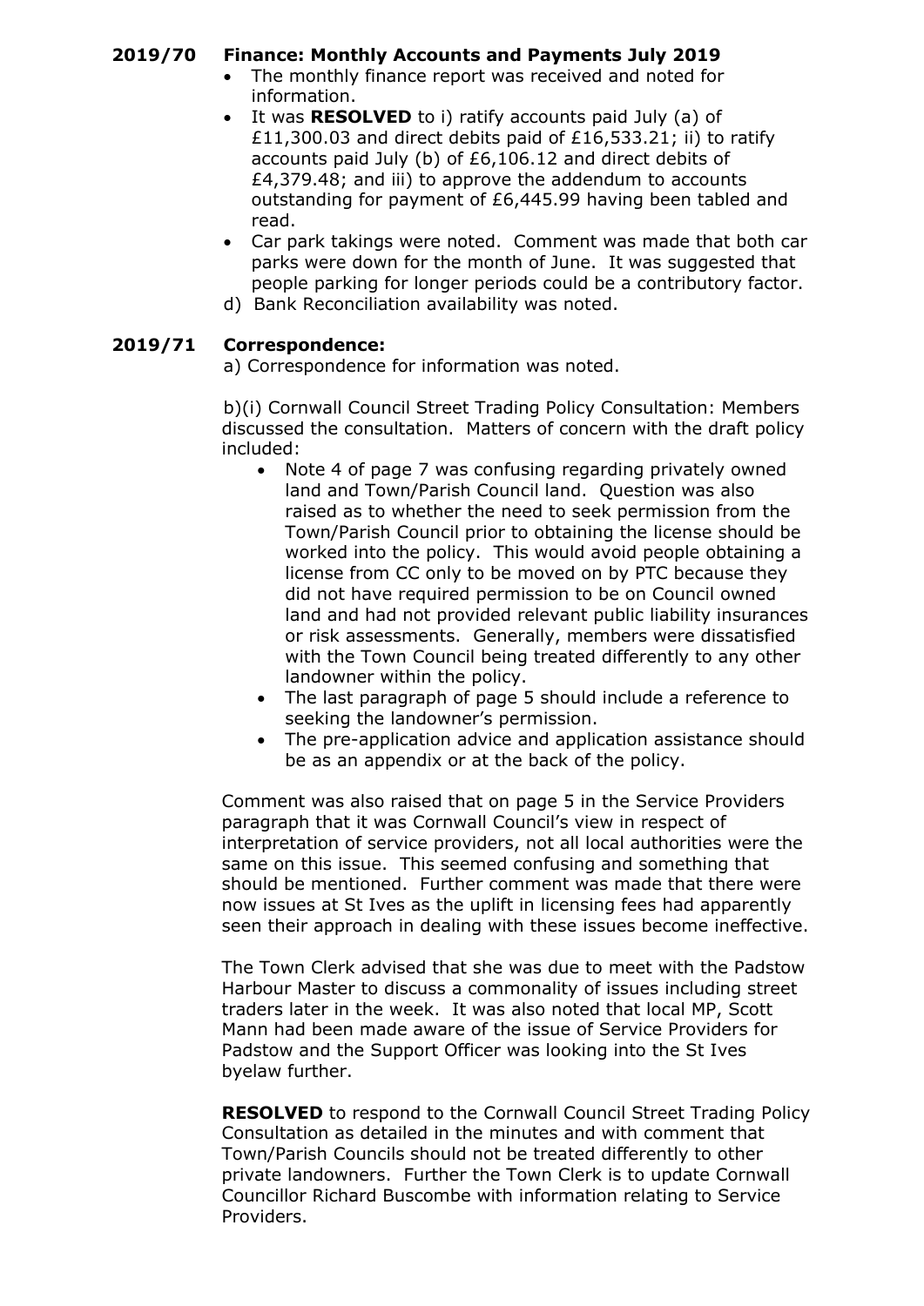**2019/70 Finance: Monthly Accounts and Payments July 2019**

- The monthly finance report was received and noted for information.
- It was **RESOLVED** to i) ratify accounts paid July (a) of £11,300.03 and direct debits paid of £16,533.21; ii) to ratify accounts paid July (b) of £6,106.12 and direct debits of £4,379.48; and iii) to approve the addendum to accounts outstanding for payment of £6,445.99 having been tabled and read.
- Car park takings were noted. Comment was made that both car parks were down for the month of June. It was suggested that people parking for longer periods could be a contributory factor.

d) Bank Reconciliation availability was noted.

**2019/71 Correspondence:**

a) Correspondence for information was noted.

b)(i) Cornwall Council Street Trading Policy Consultation: Members discussed the consultation. Matters of concern with the draft policy included:

- Note 4 of page 7 was confusing regarding privately owned land and Town/Parish Council land. Question was also raised as to whether the need to seek permission from the Town/Parish Council prior to obtaining the license should be worked into the policy. This would avoid people obtaining a license from CC only to be moved on by PTC because they did not have required permission to be on Council owned land and had not provided relevant public liability insurances or risk assessments. Generally, members were dissatisfied with the Town Council being treated differently to any other landowner within the policy.
- The last paragraph of page 5 should include a reference to seeking the landowner's permission.
- The pre-application advice and application assistance should be as an appendix or at the back of the policy.

Comment was also raised that on page 5 in the Service Providers paragraph that it was Cornwall Council's view in respect of interpretation of service providers, not all local authorities were the same on this issue. This seemed confusing and something that should be mentioned. Further comment was made that there were now issues at St Ives as the uplift in licensing fees had apparently seen their approach in dealing with these issues become ineffective.

The Town Clerk advised that she was due to meet with the Padstow Harbour Master to discuss a commonality of issues including street traders later in the week. It was also noted that local MP, Scott Mann had been made aware of the issue of Service Providers for Padstow and the Support Officer was looking into the St Ives byelaw further.

**RESOLVED** to respond to the Cornwall Council Street Trading Policy Consultation as detailed in the minutes and with comment that Town/Parish Councils should not be treated differently to other private landowners. Further the Town Clerk is to update Cornwall Councillor Richard Buscombe with information relating to Service Providers.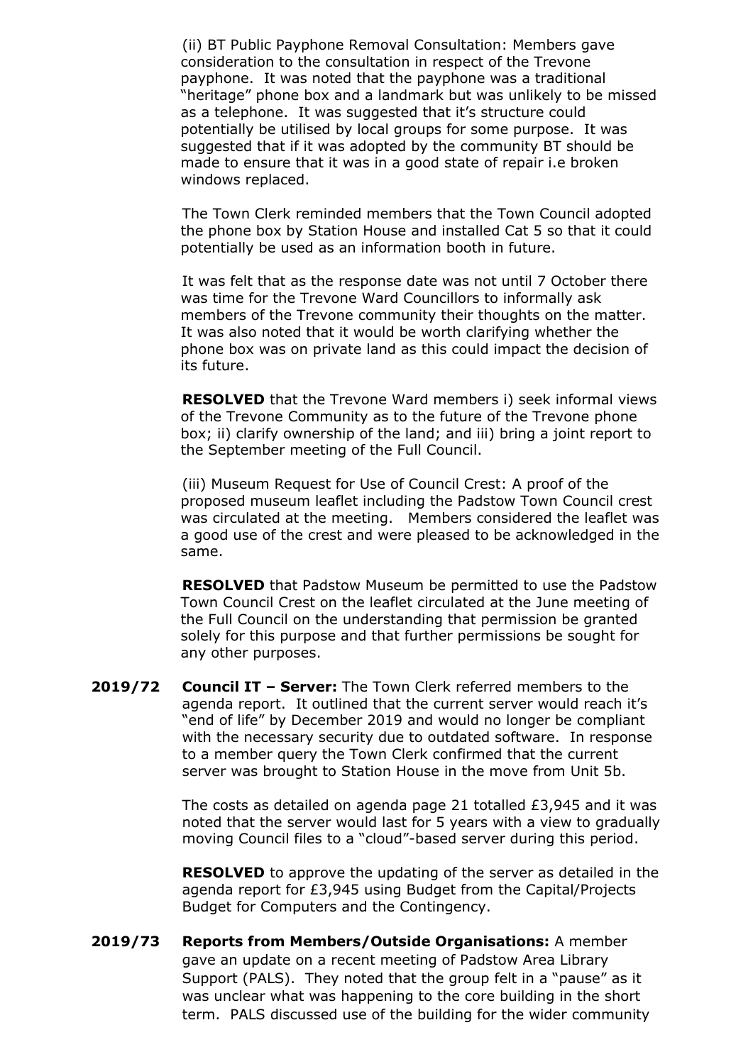(ii) BT Public Payphone Removal Consultation: Members gave consideration to the consultation in respect of the Trevone payphone. It was noted that the payphone was a traditional "heritage" phone box and a landmark but was unlikely to be missed as a telephone. It was suggested that it's structure could potentially be utilised by local groups for some purpose. It was suggested that if it was adopted by the community BT should be made to ensure that it was in a good state of repair i.e broken windows replaced.

The Town Clerk reminded members that the Town Council adopted the phone box by Station House and installed Cat 5 so that it could potentially be used as an information booth in future.

It was felt that as the response date was not until 7 October there was time for the Trevone Ward Councillors to informally ask members of the Trevone community their thoughts on the matter. It was also noted that it would be worth clarifying whether the phone box was on private land as this could impact the decision of its future.

**RESOLVED** that the Trevone Ward members i) seek informal views of the Trevone Community as to the future of the Trevone phone box; ii) clarify ownership of the land; and iii) bring a joint report to the September meeting of the Full Council.

(iii) Museum Request for Use of Council Crest: A proof of the proposed museum leaflet including the Padstow Town Council crest was circulated at the meeting. Members considered the leaflet was a good use of the crest and were pleased to be acknowledged in the same.

**RESOLVED** that Padstow Museum be permitted to use the Padstow Town Council Crest on the leaflet circulated at the June meeting of the Full Council on the understanding that permission be granted solely for this purpose and that further permissions be sought for any other purposes.

**2019/72 Council IT – Server:** The Town Clerk referred members to the agenda report. It outlined that the current server would reach it's "end of life" by December 2019 and would no longer be compliant with the necessary security due to outdated software. In response to a member query the Town Clerk confirmed that the current server was brought to Station House in the move from Unit 5b.

The costs as detailed on agenda page 21 totalled £3,945 and it was noted that the server would last for 5 years with a view to gradually moving Council files to a "cloud"-based server during this period.

**RESOLVED** to approve the updating of the server as detailed in the agenda report for £3,945 using Budget from the Capital/Projects Budget for Computers and the Contingency.

**2019/73 Reports from Members/Outside Organisations:** A member gave an update on a recent meeting of Padstow Area Library Support (PALS). They noted that the group felt in a "pause" as it was unclear what was happening to the core building in the short term. PALS discussed use of the building for the wider community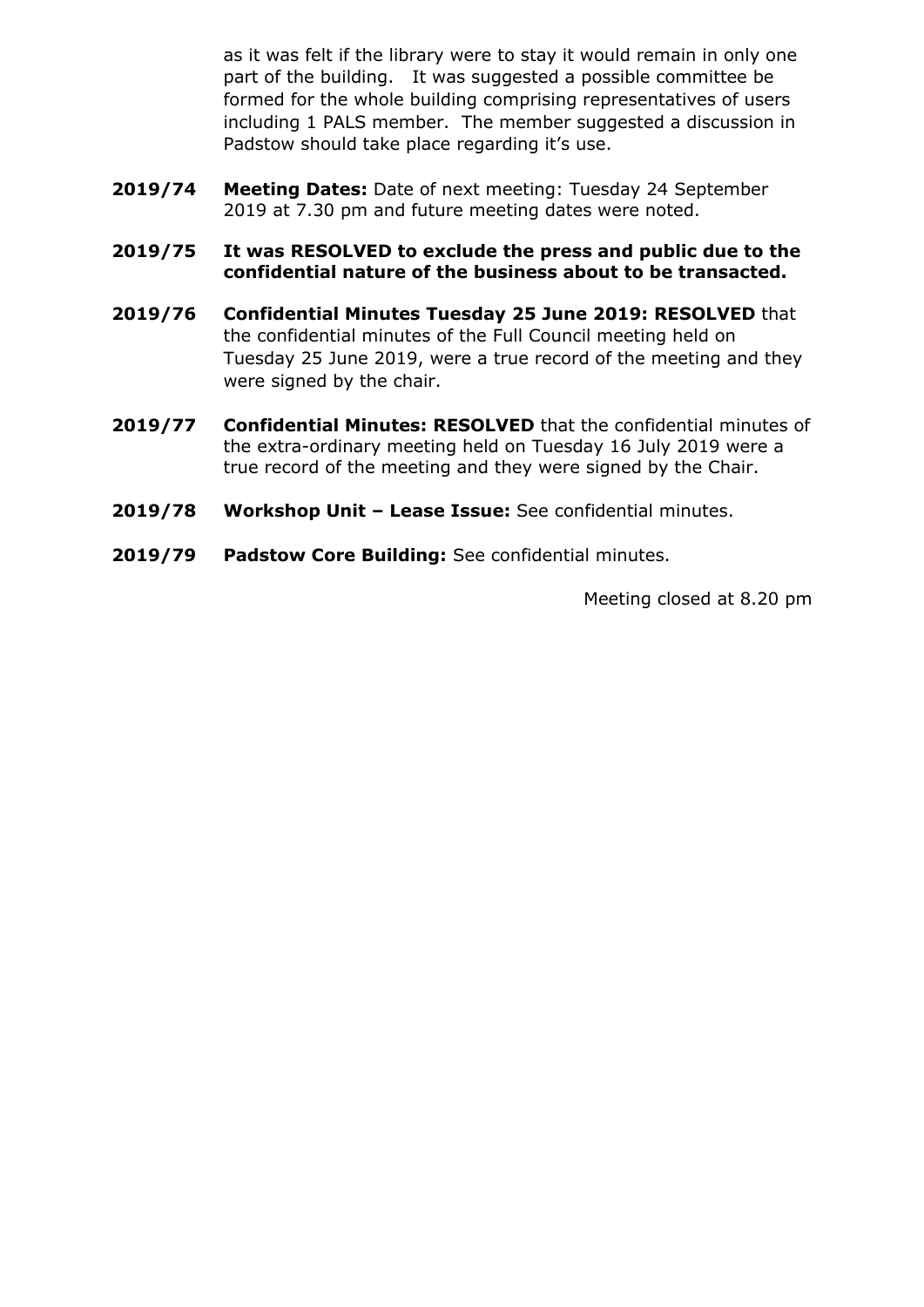as it was felt if the library were to stay it would remain in only one part of the building. It was suggested a possible committee be formed for the whole building comprising representatives of users including 1 PALS member. The member suggested a discussion in Padstow should take place regarding it's use.

**2019/74** **Meeting Dates:** Date of next meeting: Tuesday 24 September 2019 at 7.30 pm and future meeting dates were noted.

**2019/75** **It was RESOLVED to exclude the press and public due to the confidential nature of the business about to be transacted.**

**2019/76** **Confidential Minutes Tuesday 25 June 2019: RESOLVED** that the confidential minutes of the Full Council meeting held on Tuesday 25 June 2019, were a true record of the meeting and they were signed by the chair.

**2019/77** **Confidential Minutes: RESOLVED** that the confidential minutes of the extra-ordinary meeting held on Tuesday 16 July 2019 were a true record of the meeting and they were signed by the Chair.

**2019/78** **Workshop Unit – Lease Issue:** See confidential minutes.

**2019/79** **Padstow Core Building:** See confidential minutes.

Meeting closed at 8.20 pm